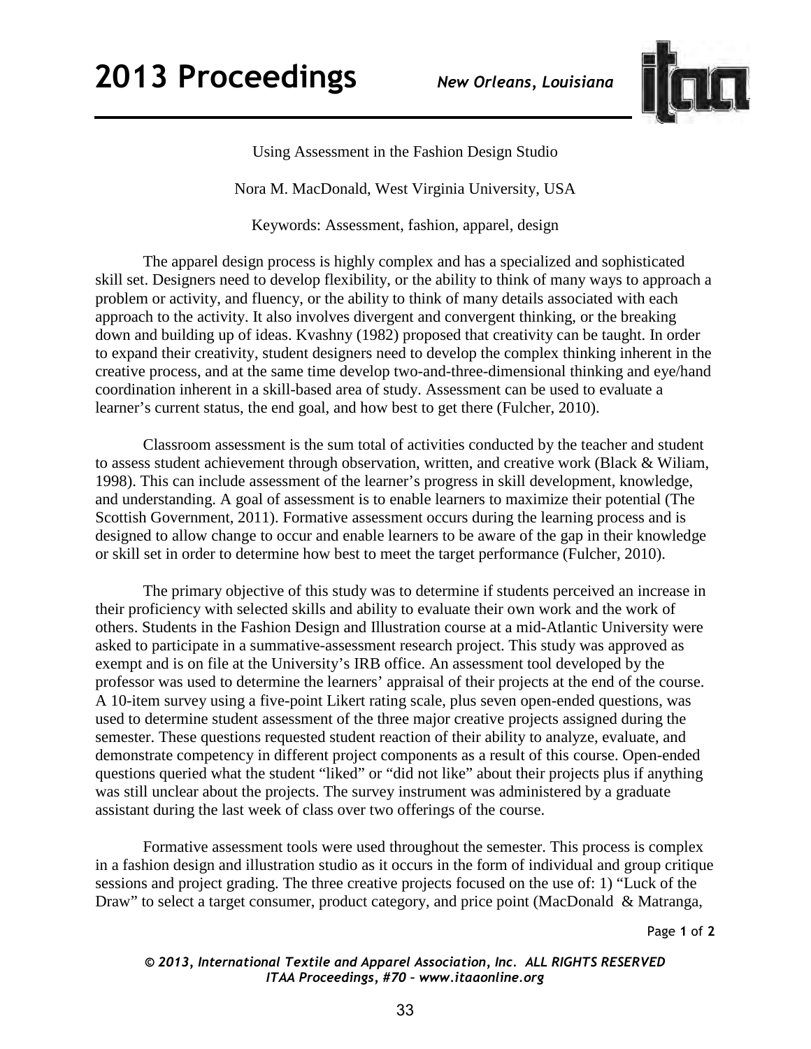Using Assessment in the Fashion Design Studio

Nora M. MacDonald, West Virginia University, USA

Keywords: Assessment, fashion, apparel, design

The apparel design process is highly complex and has a specialized and sophisticated skill set. Designers need to develop flexibility, or the ability to think of many ways to approach a problem or activity, and fluency, or the ability to think of many details associated with each approach to the activity. It also involves divergent and convergent thinking, or the breaking down and building up of ideas. Kvashny (1982) proposed that creativity can be taught. In order to expand their creativity, student designers need to develop the complex thinking inherent in the creative process, and at the same time develop two-and-three-dimensional thinking and eye/hand coordination inherent in a skill-based area of study. Assessment can be used to evaluate a learner's current status, the end goal, and how best to get there (Fulcher, 2010).

Classroom assessment is the sum total of activities conducted by the teacher and student to assess student achievement through observation, written, and creative work (Black & Wiliam, 1998). This can include assessment of the learner's progress in skill development, knowledge, and understanding. A goal of assessment is to enable learners to maximize their potential (The Scottish Government, 2011). Formative assessment occurs during the learning process and is designed to allow change to occur and enable learners to be aware of the gap in their knowledge or skill set in order to determine how best to meet the target performance (Fulcher, 2010).

The primary objective of this study was to determine if students perceived an increase in their proficiency with selected skills and ability to evaluate their own work and the work of others. Students in the Fashion Design and Illustration course at a mid-Atlantic University were asked to participate in a summative-assessment research project. This study was approved as exempt and is on file at the University's IRB office. An assessment tool developed by the professor was used to determine the learners' appraisal of their projects at the end of the course. A 10-item survey using a five-point Likert rating scale, plus seven open-ended questions, was used to determine student assessment of the three major creative projects assigned during the semester. These questions requested student reaction of their ability to analyze, evaluate, and demonstrate competency in different project components as a result of this course. Open-ended questions queried what the student "liked" or "did not like" about their projects plus if anything was still unclear about the projects. The survey instrument was administered by a graduate assistant during the last week of class over two offerings of the course.

Formative assessment tools were used throughout the semester. This process is complex in a fashion design and illustration studio as it occurs in the form of individual and group critique sessions and project grading. The three creative projects focused on the use of: 1) "Luck of the Draw" to select a target consumer, product category, and price point (MacDonald & Matranga,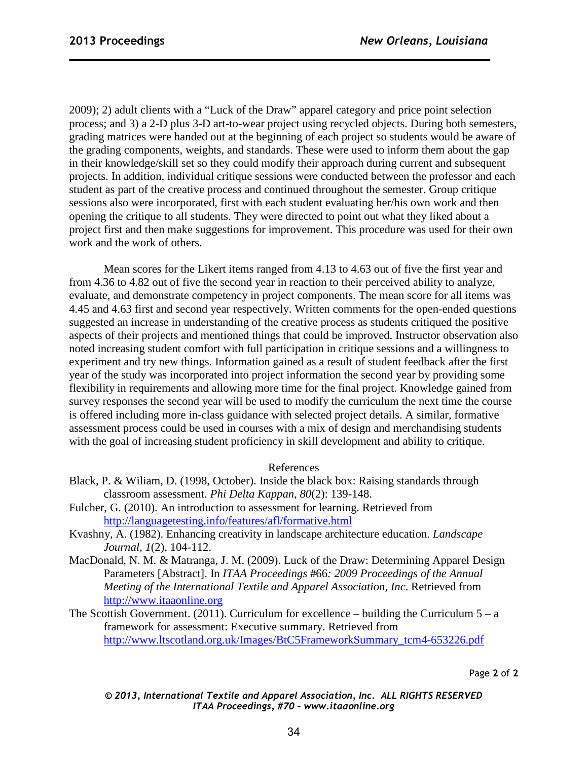2009); 2) adult clients with a “Luck of the Draw” apparel category and price point selection process; and 3) a 2-D plus 3-D art-to-wear project using recycled objects. During both semesters, grading matrices were handed out at the beginning of each project so students would be aware of the grading components, weights, and standards. These were used to inform them about the gap in their knowledge/skill set so they could modify their approach during current and subsequent projects. In addition, individual critique sessions were conducted between the professor and each student as part of the creative process and continued throughout the semester. Group critique sessions also were incorporated, first with each student evaluating her/his own work and then opening the critique to all students. They were directed to point out what they liked about a project first and then make suggestions for improvement. This procedure was used for their own work and the work of others.

Mean scores for the Likert items ranged from 4.13 to 4.63 out of five the first year and from 4.36 to 4.82 out of five the second year in reaction to their perceived ability to analyze, evaluate, and demonstrate competency in project components. The mean score for all items was 4.45 and 4.63 first and second year respectively. Written comments for the open-ended questions suggested an increase in understanding of the creative process as students critiqued the positive aspects of their projects and mentioned things that could be improved. Instructor observation also noted increasing student comfort with full participation in critique sessions and a willingness to experiment and try new things. Information gained as a result of student feedback after the first year of the study was incorporated into project information the second year by providing some flexibility in requirements and allowing more time for the final project. Knowledge gained from survey responses the second year will be used to modify the curriculum the next time the course is offered including more in-class guidance with selected project details. A similar, formative assessment process could be used in courses with a mix of design and merchandising students with the goal of increasing student proficiency in skill development and ability to critique.

## References

Black, P. & Wiliam, D. (1998, October). Inside the black box: Raising standards through classroom assessment. *Phi Delta Kappan, 80*(2): 139-148.

Fulcher, G. (2010). An introduction to assessment for learning. Retrieved from http://languagetesting.info/features/afl/formative.html

Kvashny, A. (1982). Enhancing creativity in landscape architecture education. *Landscape Journal, 1*(2), 104-112.

MacDonald, N. M. & Matranga, J. M. (2009). Luck of the Draw: Determining Apparel Design Parameters [Abstract]. In *ITAA Proceedings* #66*: 2009 Proceedings of the Annual Meeting of the International Textile and Apparel Association, Inc*. Retrieved from http://www.itaaonline.org

The Scottish Government. (2011). Curriculum for excellence – building the Curriculum 5 – a framework for assessment: Executive summary. Retrieved from http://www.ltscotland.org.uk/Images/BtC5FrameworkSummary_tcm4-653226.pdf

*© 2013, International Textile and Apparel Association, Inc. ALL RIGHTS RESERVED*
*ITAA Proceedings, #70 – www.itaaonline.org*